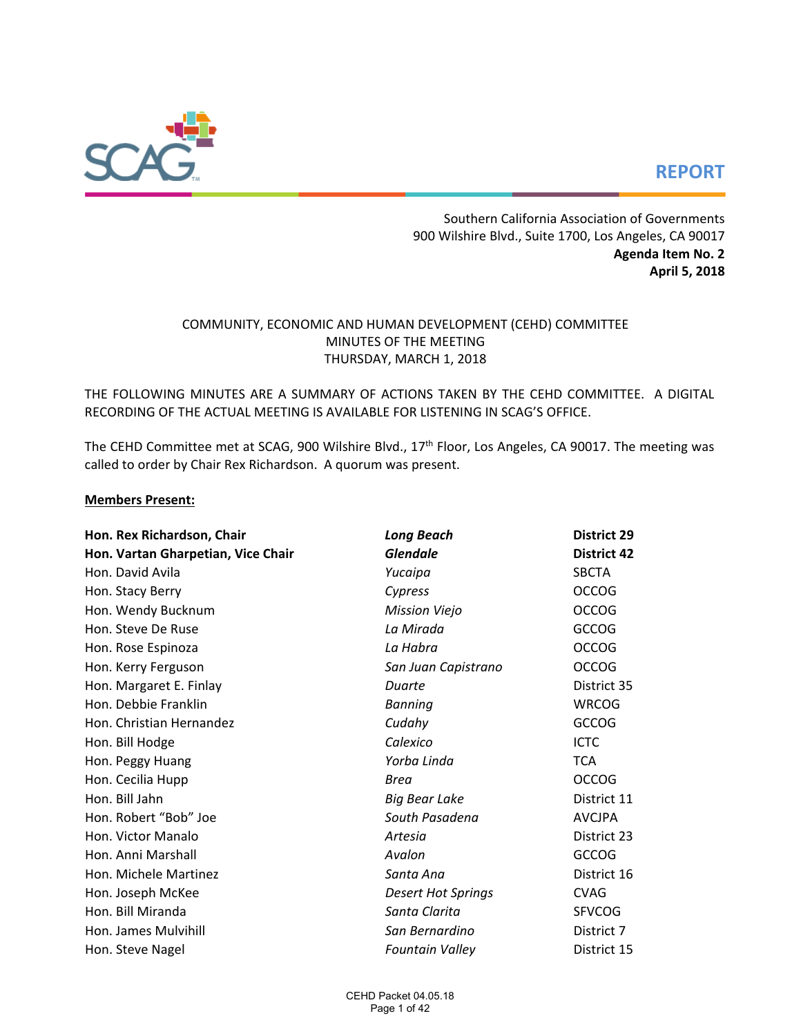REPORT

Southern California Association of Governments
900 Wilshire Blvd., Suite 1700, Los Angeles, CA 90017
**Agenda Item No. 2**
**April 5, 2018**

COMMUNITY, ECONOMIC AND HUMAN DEVELOPMENT (CEHD) COMMITTEE
MINUTES OF THE MEETING
THURSDAY, MARCH 1, 2018

THE FOLLOWING MINUTES ARE A SUMMARY OF ACTIONS TAKEN BY THE CEHD COMMITTEE. A DIGITAL RECORDING OF THE ACTUAL MEETING IS AVAILABLE FOR LISTENING IN SCAG'S OFFICE.

The CEHD Committee met at SCAG, 900 Wilshire Blvd., 17th Floor, Los Angeles, CA 90017. The meeting was called to order by Chair Rex Richardson. A quorum was present.

**Members Present:**

| | | |
|---|---|---|
| **Hon. Rex Richardson, Chair** | ***Long Beach*** | **District 29** |
| **Hon. Vartan Gharpetian, Vice Chair** | ***Glendale*** | **District 42** |
| Hon. David Avila | *Yucaipa* | SBCTA |
| Hon. Stacy Berry | *Cypress* | OCCOG |
| Hon. Wendy Bucknum | *Mission Viejo* | OCCOG |
| Hon. Steve De Ruse | *La Mirada* | GCCOG |
| Hon. Rose Espinoza | *La Habra* | OCCOG |
| Hon. Kerry Ferguson | *San Juan Capistrano* | OCCOG |
| Hon. Margaret E. Finlay | *Duarte* | District 35 |
| Hon. Debbie Franklin | *Banning* | WRCOG |
| Hon. Christian Hernandez | *Cudahy* | GCCOG |
| Hon. Bill Hodge | *Calexico* | ICTC |
| Hon. Peggy Huang | *Yorba Linda* | TCA |
| Hon. Cecilia Hupp | *Brea* | OCCOG |
| Hon. Bill Jahn | *Big Bear Lake* | District 11 |
| Hon. Robert "Bob" Joe | *South Pasadena* | AVCJPA |
| Hon. Victor Manalo | *Artesia* | District 23 |
| Hon. Anni Marshall | *Avalon* | GCCOG |
| Hon. Michele Martinez | *Santa Ana* | District 16 |
| Hon. Joseph McKee | *Desert Hot Springs* | CVAG |
| Hon. Bill Miranda | *Santa Clarita* | SFVCOG |
| Hon. James Mulvihill | *San Bernardino* | District 7 |
| Hon. Steve Nagel | *Fountain Valley* | District 15 |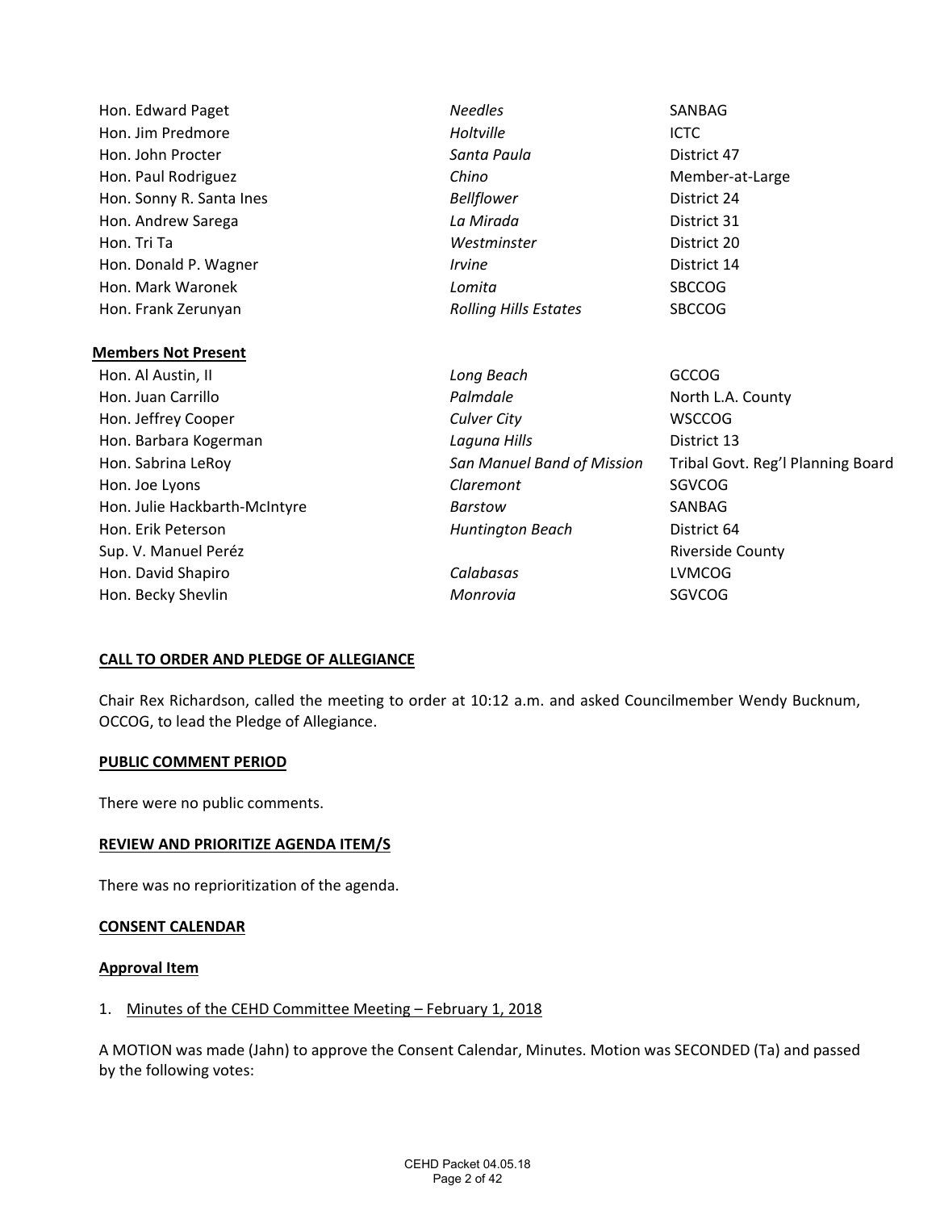| | | |
|---|---|---|
| Hon. Edward Paget | *Needles* | SANBAG |
| Hon. Jim Predmore | *Holtville* | ICTC |
| Hon. John Procter | *Santa Paula* | District 47 |
| Hon. Paul Rodriguez | *Chino* | Member-at-Large |
| Hon. Sonny R. Santa Ines | *Bellflower* | District 24 |
| Hon. Andrew Sarega | *La Mirada* | District 31 |
| Hon. Tri Ta | *Westminster* | District 20 |
| Hon. Donald P. Wagner | *Irvine* | District 14 |
| Hon. Mark Waronek | *Lomita* | SBCCOG |
| Hon. Frank Zerunyan | *Rolling Hills Estates* | SBCCOG |

**Members Not Present**

| | | |
|---|---|---|
| Hon. Al Austin, II | *Long Beach* | GCCOG |
| Hon. Juan Carrillo | *Palmdale* | North L.A. County |
| Hon. Jeffrey Cooper | *Culver City* | WSCCOG |
| Hon. Barbara Kogerman | *Laguna Hills* | District 13 |
| Hon. Sabrina LeRoy | *San Manuel Band of Mission* | Tribal Govt. Reg'l Planning Board |
| Hon. Joe Lyons | *Claremont* | SGVCOG |
| Hon. Julie Hackbarth-McIntyre | *Barstow* | SANBAG |
| Hon. Erik Peterson | *Huntington Beach* | District 64 |
| Sup. V. Manuel Peréz | | Riverside County |
| Hon. David Shapiro | *Calabasas* | LVMCOG |
| Hon. Becky Shevlin | *Monrovia* | SGVCOG |

**CALL TO ORDER AND PLEDGE OF ALLEGIANCE**

Chair Rex Richardson, called the meeting to order at 10:12 a.m. and asked Councilmember Wendy Bucknum, OCCOG, to lead the Pledge of Allegiance.

**PUBLIC COMMENT PERIOD**

There were no public comments.

**REVIEW AND PRIORITIZE AGENDA ITEM/S**

There was no reprioritization of the agenda.

**CONSENT CALENDAR**

**Approval Item**

1. Minutes of the CEHD Committee Meeting – February 1, 2018

A MOTION was made (Jahn) to approve the Consent Calendar, Minutes. Motion was SECONDED (Ta) and passed by the following votes: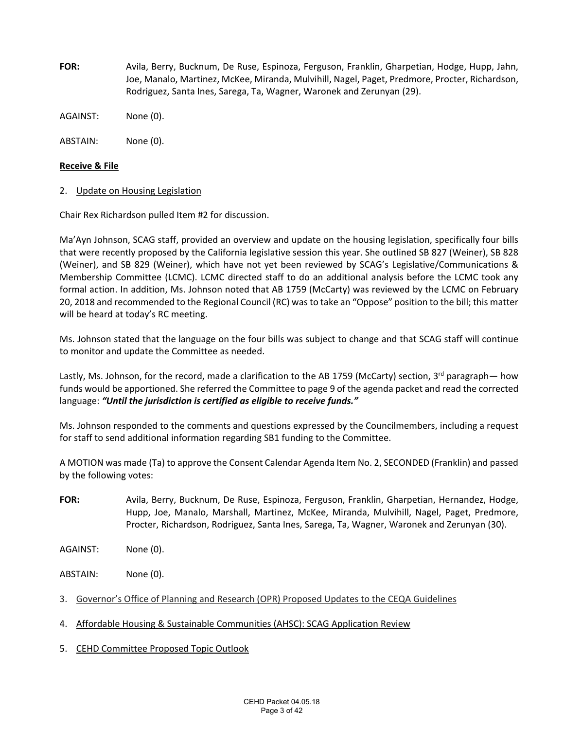**FOR:** Avila, Berry, Bucknum, De Ruse, Espinoza, Ferguson, Franklin, Gharpetian, Hodge, Hupp, Jahn, Joe, Manalo, Martinez, McKee, Miranda, Mulvihill, Nagel, Paget, Predmore, Procter, Richardson, Rodriguez, Santa Ines, Sarega, Ta, Wagner, Waronek and Zerunyan (29).

AGAINST: None (0).

ABSTAIN: None (0).

**Receive & File**

2. Update on Housing Legislation

Chair Rex Richardson pulled Item #2 for discussion.

Ma'Ayn Johnson, SCAG staff, provided an overview and update on the housing legislation, specifically four bills that were recently proposed by the California legislative session this year. She outlined SB 827 (Weiner), SB 828 (Weiner), and SB 829 (Weiner), which have not yet been reviewed by SCAG's Legislative/Communications & Membership Committee (LCMC). LCMC directed staff to do an additional analysis before the LCMC took any formal action. In addition, Ms. Johnson noted that AB 1759 (McCarty) was reviewed by the LCMC on February 20, 2018 and recommended to the Regional Council (RC) was to take an "Oppose" position to the bill; this matter will be heard at today's RC meeting.

Ms. Johnson stated that the language on the four bills was subject to change and that SCAG staff will continue to monitor and update the Committee as needed.

Lastly, Ms. Johnson, for the record, made a clarification to the AB 1759 (McCarty) section, 3rd paragraph— how funds would be apportioned. She referred the Committee to page 9 of the agenda packet and read the corrected language: ***"Until the jurisdiction is certified as eligible to receive funds."***

Ms. Johnson responded to the comments and questions expressed by the Councilmembers, including a request for staff to send additional information regarding SB1 funding to the Committee.

A MOTION was made (Ta) to approve the Consent Calendar Agenda Item No. 2, SECONDED (Franklin) and passed by the following votes:

**FOR:** Avila, Berry, Bucknum, De Ruse, Espinoza, Ferguson, Franklin, Gharpetian, Hernandez, Hodge, Hupp, Joe, Manalo, Marshall, Martinez, McKee, Miranda, Mulvihill, Nagel, Paget, Predmore, Procter, Richardson, Rodriguez, Santa Ines, Sarega, Ta, Wagner, Waronek and Zerunyan (30).

AGAINST: None (0).

ABSTAIN: None (0).

3. Governor's Office of Planning and Research (OPR) Proposed Updates to the CEQA Guidelines

4. Affordable Housing & Sustainable Communities (AHSC): SCAG Application Review

5. CEHD Committee Proposed Topic Outlook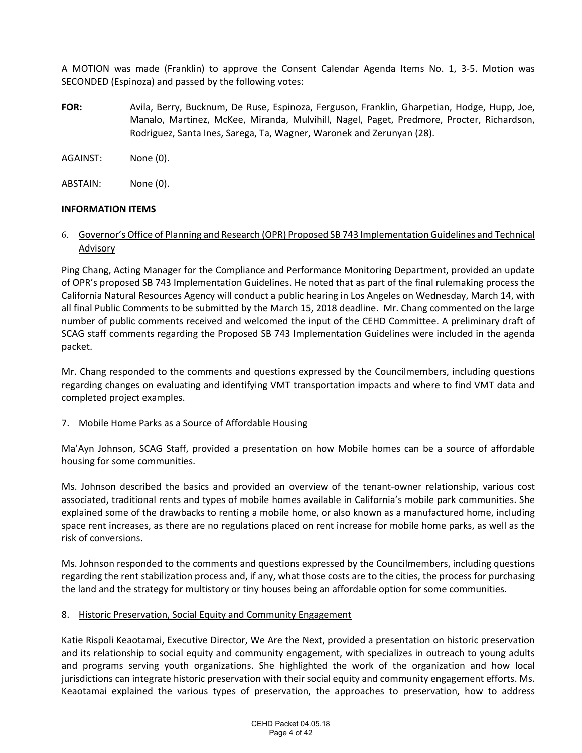A MOTION was made (Franklin) to approve the Consent Calendar Agenda Items No. 1, 3-5. Motion was SECONDED (Espinoza) and passed by the following votes:

**FOR:** Avila, Berry, Bucknum, De Ruse, Espinoza, Ferguson, Franklin, Gharpetian, Hodge, Hupp, Joe, Manalo, Martinez, McKee, Miranda, Mulvihill, Nagel, Paget, Predmore, Procter, Richardson, Rodriguez, Santa Ines, Sarega, Ta, Wagner, Waronek and Zerunyan (28).

AGAINST: None (0).

ABSTAIN: None (0).

**INFORMATION ITEMS**

6. Governor's Office of Planning and Research (OPR) Proposed SB 743 Implementation Guidelines and Technical Advisory

Ping Chang, Acting Manager for the Compliance and Performance Monitoring Department, provided an update of OPR's proposed SB 743 Implementation Guidelines. He noted that as part of the final rulemaking process the California Natural Resources Agency will conduct a public hearing in Los Angeles on Wednesday, March 14, with all final Public Comments to be submitted by the March 15, 2018 deadline. Mr. Chang commented on the large number of public comments received and welcomed the input of the CEHD Committee. A preliminary draft of SCAG staff comments regarding the Proposed SB 743 Implementation Guidelines were included in the agenda packet.

Mr. Chang responded to the comments and questions expressed by the Councilmembers, including questions regarding changes on evaluating and identifying VMT transportation impacts and where to find VMT data and completed project examples.

7. Mobile Home Parks as a Source of Affordable Housing

Ma'Ayn Johnson, SCAG Staff, provided a presentation on how Mobile homes can be a source of affordable housing for some communities.

Ms. Johnson described the basics and provided an overview of the tenant-owner relationship, various cost associated, traditional rents and types of mobile homes available in California's mobile park communities. She explained some of the drawbacks to renting a mobile home, or also known as a manufactured home, including space rent increases, as there are no regulations placed on rent increase for mobile home parks, as well as the risk of conversions.

Ms. Johnson responded to the comments and questions expressed by the Councilmembers, including questions regarding the rent stabilization process and, if any, what those costs are to the cities, the process for purchasing the land and the strategy for multistory or tiny houses being an affordable option for some communities.

8. Historic Preservation, Social Equity and Community Engagement

Katie Rispoli Keaotamai, Executive Director, We Are the Next, provided a presentation on historic preservation and its relationship to social equity and community engagement, with specializes in outreach to young adults and programs serving youth organizations. She highlighted the work of the organization and how local jurisdictions can integrate historic preservation with their social equity and community engagement efforts. Ms. Keaotamai explained the various types of preservation, the approaches to preservation, how to address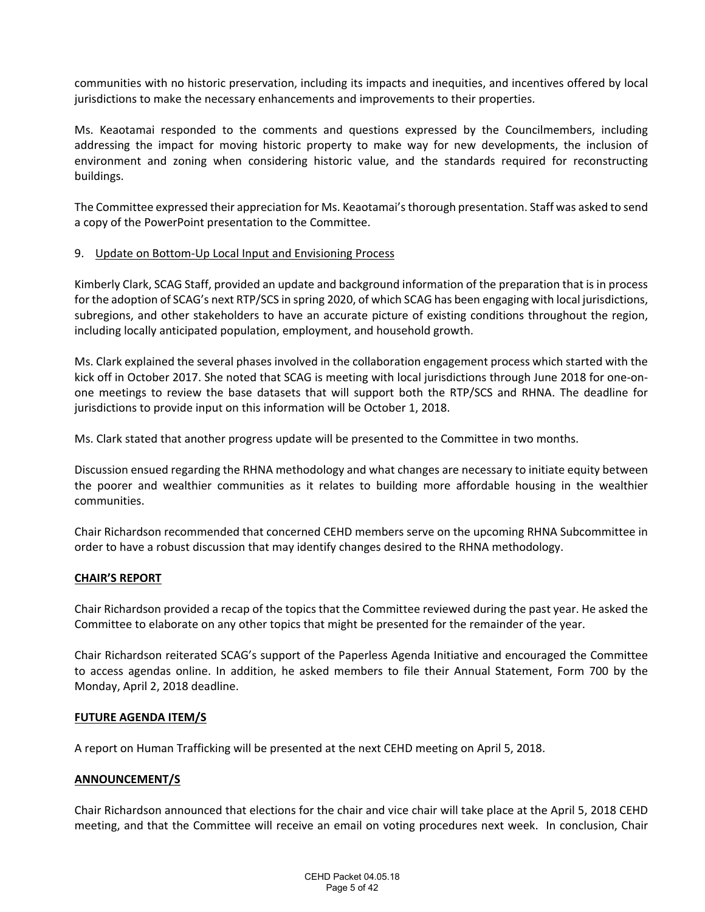communities with no historic preservation, including its impacts and inequities, and incentives offered by local jurisdictions to make the necessary enhancements and improvements to their properties.

Ms. Keaotamai responded to the comments and questions expressed by the Councilmembers, including addressing the impact for moving historic property to make way for new developments, the inclusion of environment and zoning when considering historic value, and the standards required for reconstructing buildings.

The Committee expressed their appreciation for Ms. Keaotamai's thorough presentation. Staff was asked to send a copy of the PowerPoint presentation to the Committee.

9. <u>Update on Bottom-Up Local Input and Envisioning Process</u>

Kimberly Clark, SCAG Staff, provided an update and background information of the preparation that is in process for the adoption of SCAG's next RTP/SCS in spring 2020, of which SCAG has been engaging with local jurisdictions, subregions, and other stakeholders to have an accurate picture of existing conditions throughout the region, including locally anticipated population, employment, and household growth.

Ms. Clark explained the several phases involved in the collaboration engagement process which started with the kick off in October 2017. She noted that SCAG is meeting with local jurisdictions through June 2018 for one-on-one meetings to review the base datasets that will support both the RTP/SCS and RHNA. The deadline for jurisdictions to provide input on this information will be October 1, 2018.

Ms. Clark stated that another progress update will be presented to the Committee in two months.

Discussion ensued regarding the RHNA methodology and what changes are necessary to initiate equity between the poorer and wealthier communities as it relates to building more affordable housing in the wealthier communities.

Chair Richardson recommended that concerned CEHD members serve on the upcoming RHNA Subcommittee in order to have a robust discussion that may identify changes desired to the RHNA methodology.

## CHAIR'S REPORT

Chair Richardson provided a recap of the topics that the Committee reviewed during the past year. He asked the Committee to elaborate on any other topics that might be presented for the remainder of the year.

Chair Richardson reiterated SCAG's support of the Paperless Agenda Initiative and encouraged the Committee to access agendas online. In addition, he asked members to file their Annual Statement, Form 700 by the Monday, April 2, 2018 deadline.

## FUTURE AGENDA ITEM/S

A report on Human Trafficking will be presented at the next CEHD meeting on April 5, 2018.

## ANNOUNCEMENT/S

Chair Richardson announced that elections for the chair and vice chair will take place at the April 5, 2018 CEHD meeting, and that the Committee will receive an email on voting procedures next week. In conclusion, Chair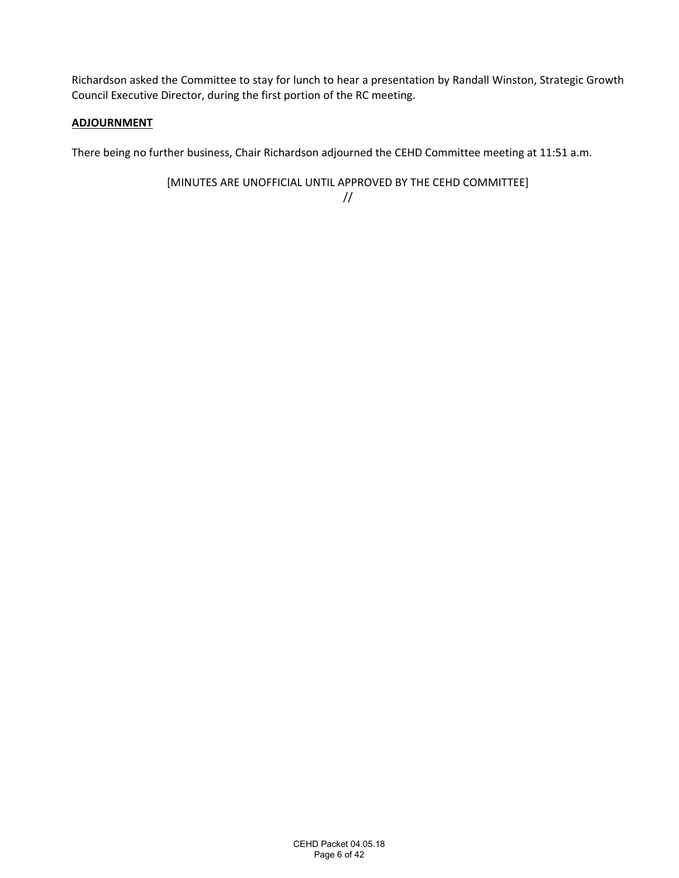Richardson asked the Committee to stay for lunch to hear a presentation by Randall Winston, Strategic Growth Council Executive Director, during the first portion of the RC meeting.

**ADJOURNMENT**

There being no further business, Chair Richardson adjourned the CEHD Committee meeting at 11:51 a.m.

[MINUTES ARE UNOFFICIAL UNTIL APPROVED BY THE CEHD COMMITTEE]

//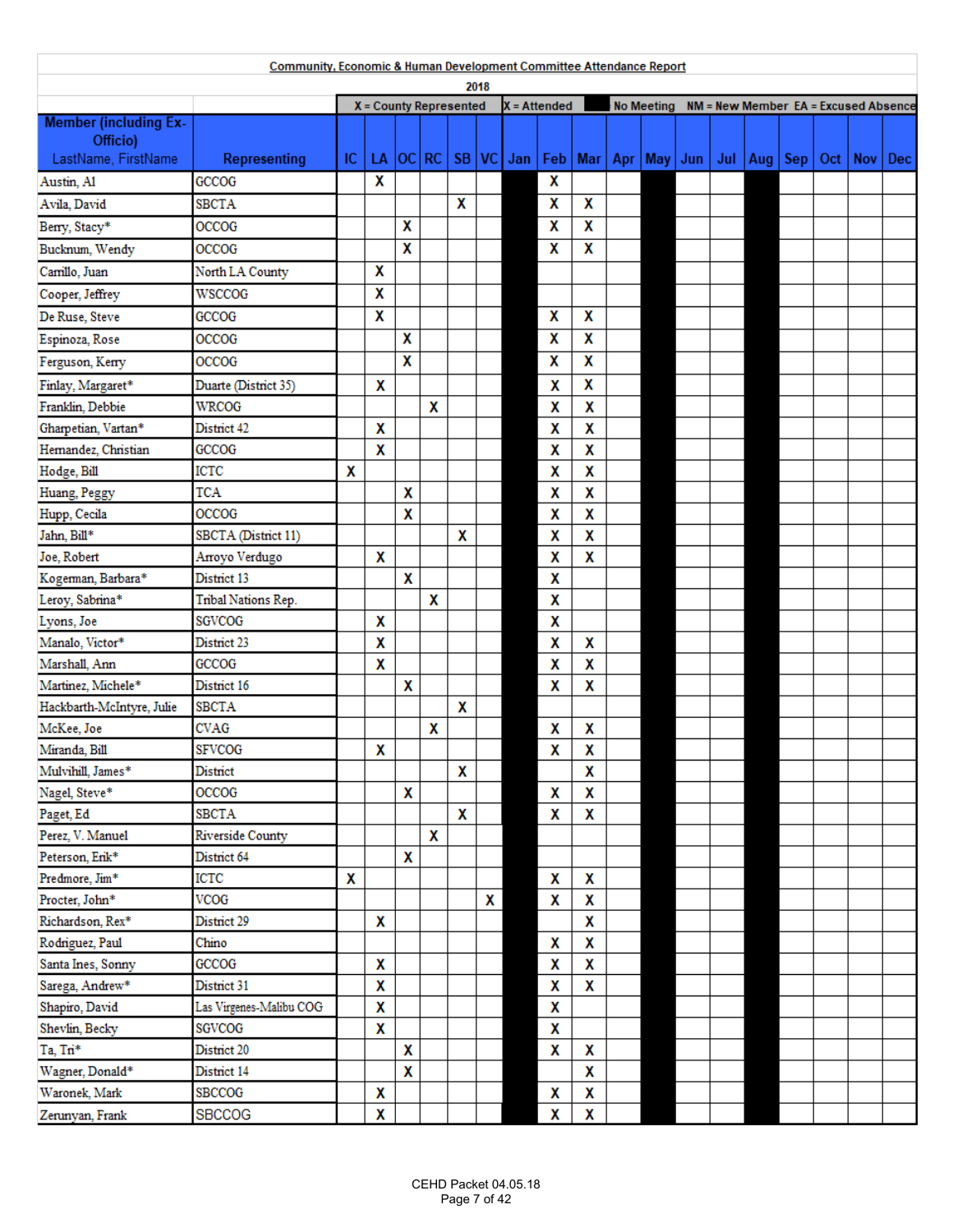**Community, Economic & Human Development Committee Attendance Report**

**2018**

X = County Represented | X = Attended | No Meeting | NM = New Member | EA = Excused Absence

| Member (including Ex-Officio) LastName, FirstName | Representing | IC | LA | OC | RC | SB | VC | Jan | Feb | Mar | Apr | May | Jun | Jul | Aug | Sep | Oct | Nov | Dec |
|---|---|---|---|---|---|---|---|---|---|---|---|---|---|---|---|---|---|---|---|
| Austin, Al | GCCOG | | X | | | | | | X | | | | | | | | | | |
| Avila, David | SBCTA | | | | | X | | | X | X | | | | | | | | | |
| Berry, Stacy* | OCCOG | | | X | | | | | X | X | | | | | | | | | |
| Bucknum, Wendy | OCCOG | | | X | | | | | X | X | | | | | | | | | |
| Carrillo, Juan | North LA County | | X | | | | | | | | | | | | | | | | |
| Cooper, Jeffrey | WSCCOG | | X | | | | | | | | | | | | | | | | |
| De Ruse, Steve | GCCOG | | X | | | | | | X | X | | | | | | | | | |
| Espinoza, Rose | OCCOG | | | X | | | | | X | X | | | | | | | | | |
| Ferguson, Kerry | OCCOG | | | X | | | | | X | X | | | | | | | | | |
| Finlay, Margaret* | Duarte (District 35) | | X | | | | | | X | X | | | | | | | | | |
| Franklin, Debbie | WRCOG | | | | X | | | | X | X | | | | | | | | | |
| Gharpetian, Vartan* | District 42 | | X | | | | | | X | X | | | | | | | | | |
| Hernandez, Christian | GCCOG | | X | | | | | | X | X | | | | | | | | | |
| Hodge, Bill | ICTC | X | | | | | | | X | X | | | | | | | | | |
| Huang, Peggy | TCA | | | X | | | | | X | X | | | | | | | | | |
| Hupp, Cecila | OCCOG | | | X | | | | | X | X | | | | | | | | | |
| Jahn, Bill* | SBCTA (District 11) | | | | | X | | | X | X | | | | | | | | | |
| Joe, Robert | Arroyo Verdugo | | X | | | | | | X | X | | | | | | | | | |
| Kogerman, Barbara* | District 13 | | | X | | | | | X | | | | | | | | | | |
| Leroy, Sabrina* | Tribal Nations Rep. | | | | X | | | | X | | | | | | | | | | |
| Lyons, Joe | SGVCOG | | X | | | | | | X | | | | | | | | | | |
| Manalo, Victor* | District 23 | | X | | | | | | X | X | | | | | | | | | |
| Marshall, Ann | GCCOG | | X | | | | | | X | X | | | | | | | | | |
| Martinez, Michele* | District 16 | | | X | | | | | X | X | | | | | | | | | |
| Hackbarth-McIntyre, Julie | SBCTA | | | | | X | | | | | | | | | | | | | |
| McKee, Joe | CVAG | | | | X | | | | X | X | | | | | | | | | |
| Miranda, Bill | SFVCOG | | X | | | | | | X | X | | | | | | | | | |
| Mulvihill, James* | District | | | | | X | | | | X | | | | | | | | | |
| Nagel, Steve* | OCCOG | | | X | | | | | X | X | | | | | | | | | |
| Paget, Ed | SBCTA | | | | | X | | | X | X | | | | | | | | | |
| Perez, V. Manuel | Riverside County | | | | X | | | | | | | | | | | | | | |
| Peterson, Erik* | District 64 | | | X | | | | | | | | | | | | | | | |
| Predmore, Jim* | ICTC | X | | | | | | | X | X | | | | | | | | | |
| Procter, John* | VCOG | | | | | | X | | X | X | | | | | | | | | |
| Richardson, Rex* | District 29 | | X | | | | | | | X | | | | | | | | | |
| Rodriguez, Paul | Chino | | | | | | | | X | X | | | | | | | | | |
| Santa Ines, Sonny | GCCOG | | X | | | | | | X | X | | | | | | | | | |
| Sarega, Andrew* | District 31 | | X | | | | | | X | X | | | | | | | | | |
| Shapiro, David | Las Virgenes-Malibu COG | | X | | | | | | X | | | | | | | | | | |
| Shevlin, Becky | SGVCOG | | X | | | | | | X | | | | | | | | | | |
| Ta, Tri* | District 20 | | | X | | | | | X | X | | | | | | | | | |
| Wagner, Donald* | District 14 | | | X | | | | | | X | | | | | | | | | |
| Waronek, Mark | SBCCOG | | X | | | | | | X | X | | | | | | | | | |
| Zerunyan, Frank | SBCCOG | | X | | | | | | X | X | | | | | | | | | |

CEHD Packet 04.05.18